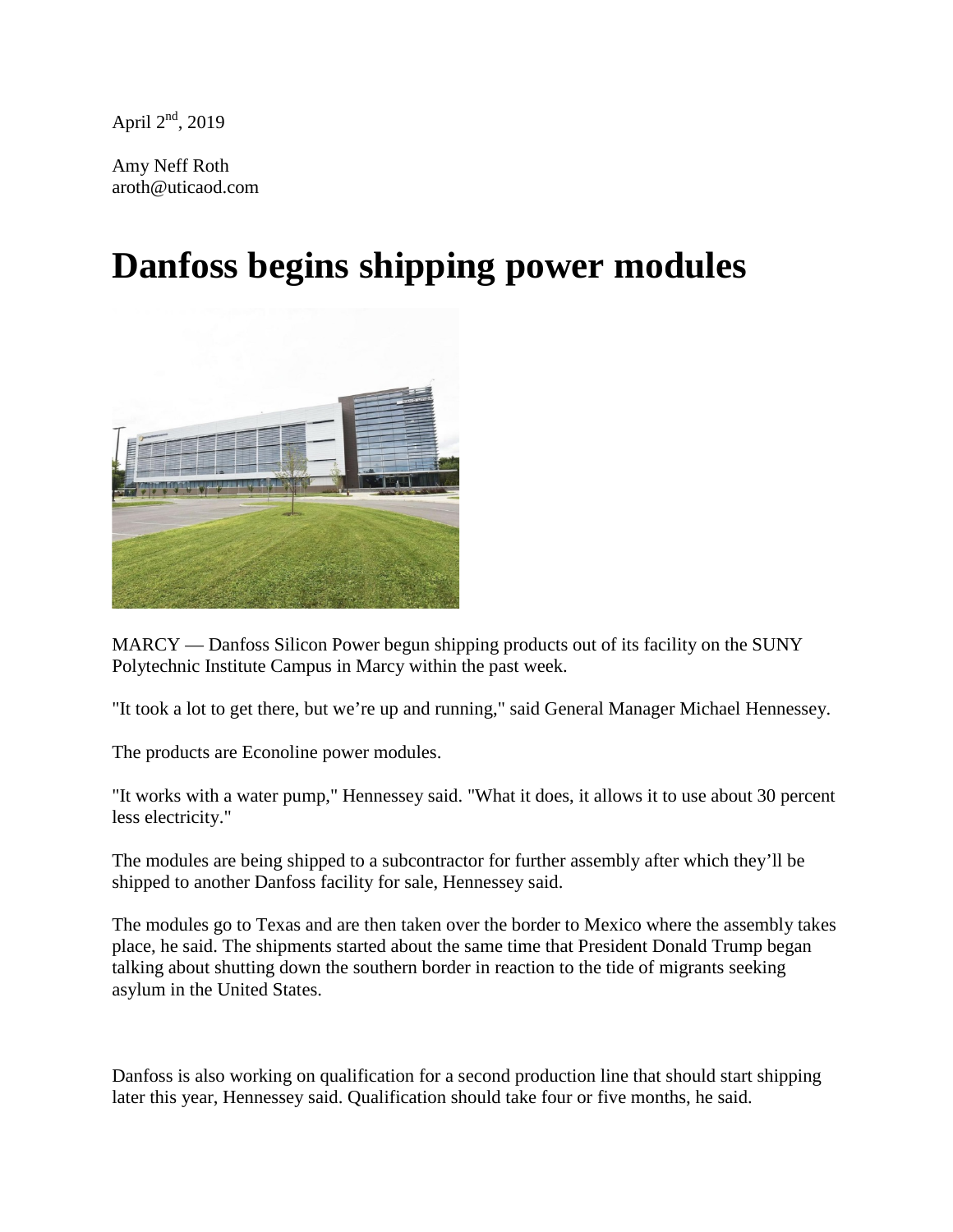April 2nd, 2019

Amy Neff Roth
aroth@uticaod.com

# Danfoss begins shipping power modules

MARCY — Danfoss Silicon Power begun shipping products out of its facility on the SUNY Polytechnic Institute Campus in Marcy within the past week.

"It took a lot to get there, but we're up and running," said General Manager Michael Hennessey.

The products are Econoline power modules.

"It works with a water pump," Hennessey said. "What it does, it allows it to use about 30 percent less electricity."

The modules are being shipped to a subcontractor for further assembly after which they'll be shipped to another Danfoss facility for sale, Hennessey said.

The modules go to Texas and are then taken over the border to Mexico where the assembly takes place, he said. The shipments started about the same time that President Donald Trump began talking about shutting down the southern border in reaction to the tide of migrants seeking asylum in the United States.

Danfoss is also working on qualification for a second production line that should start shipping later this year, Hennessey said. Qualification should take four or five months, he said.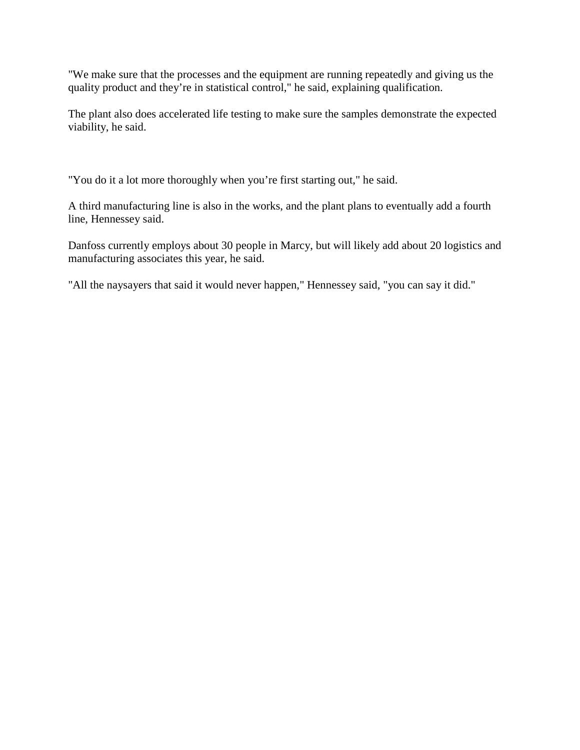"We make sure that the processes and the equipment are running repeatedly and giving us the quality product and they're in statistical control," he said, explaining qualification.

The plant also does accelerated life testing to make sure the samples demonstrate the expected viability, he said.

"You do it a lot more thoroughly when you're first starting out," he said.

A third manufacturing line is also in the works, and the plant plans to eventually add a fourth line, Hennessey said.

Danfoss currently employs about 30 people in Marcy, but will likely add about 20 logistics and manufacturing associates this year, he said.

"All the naysayers that said it would never happen," Hennessey said, "you can say it did."